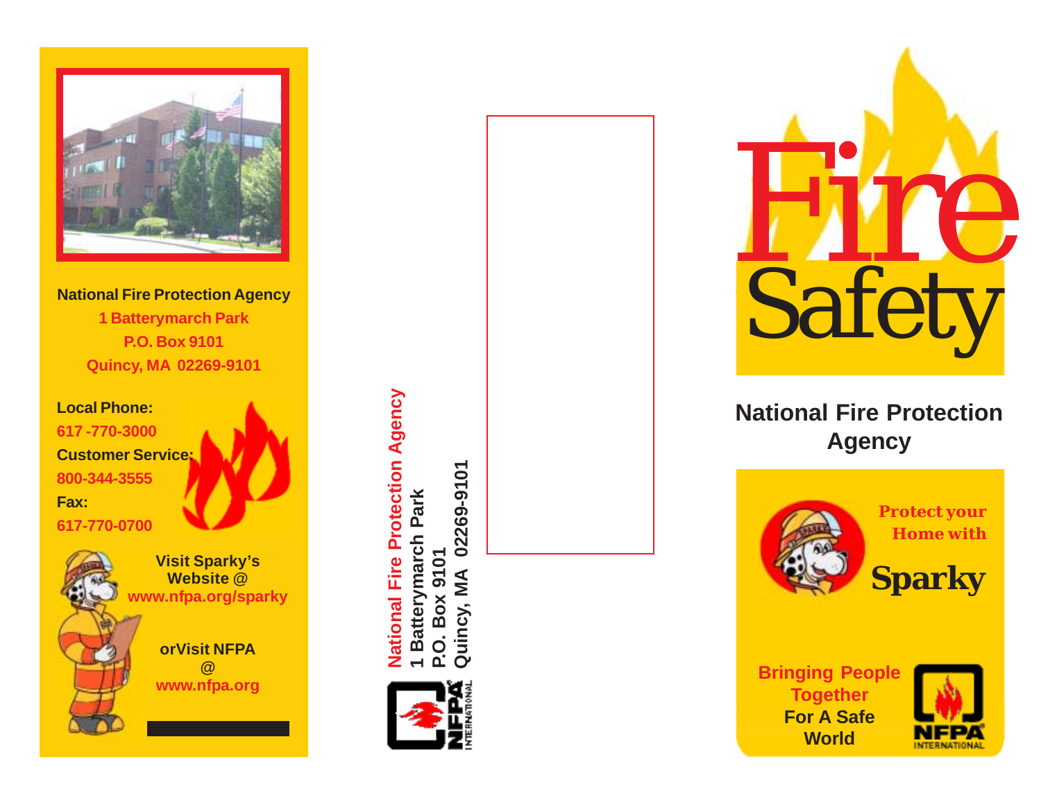National Fire Protection Agency
1 Batterymarch Park
P.O. Box 9101
Quincy, MA 02269-9101

**Local Phone:**
617 -770-3000

**Customer Service:**
800-344-3555

**Fax:**
617-770-0700

**Visit Sparky's Website @**
www.nfpa.org/sparky

**orVisit NFPA @**
www.nfpa.org

**National Fire Protection Agency**
**1 Batterymarch Park**
**P.O. Box 9101**
**Quincy, MA 02269-9101**

NFPA INTERNATIONAL

# Fire Safety

## National Fire Protection Agency

Protect your Home with

**Sparky**

Bringing People Together For A Safe World

NFPA INTERNATIONAL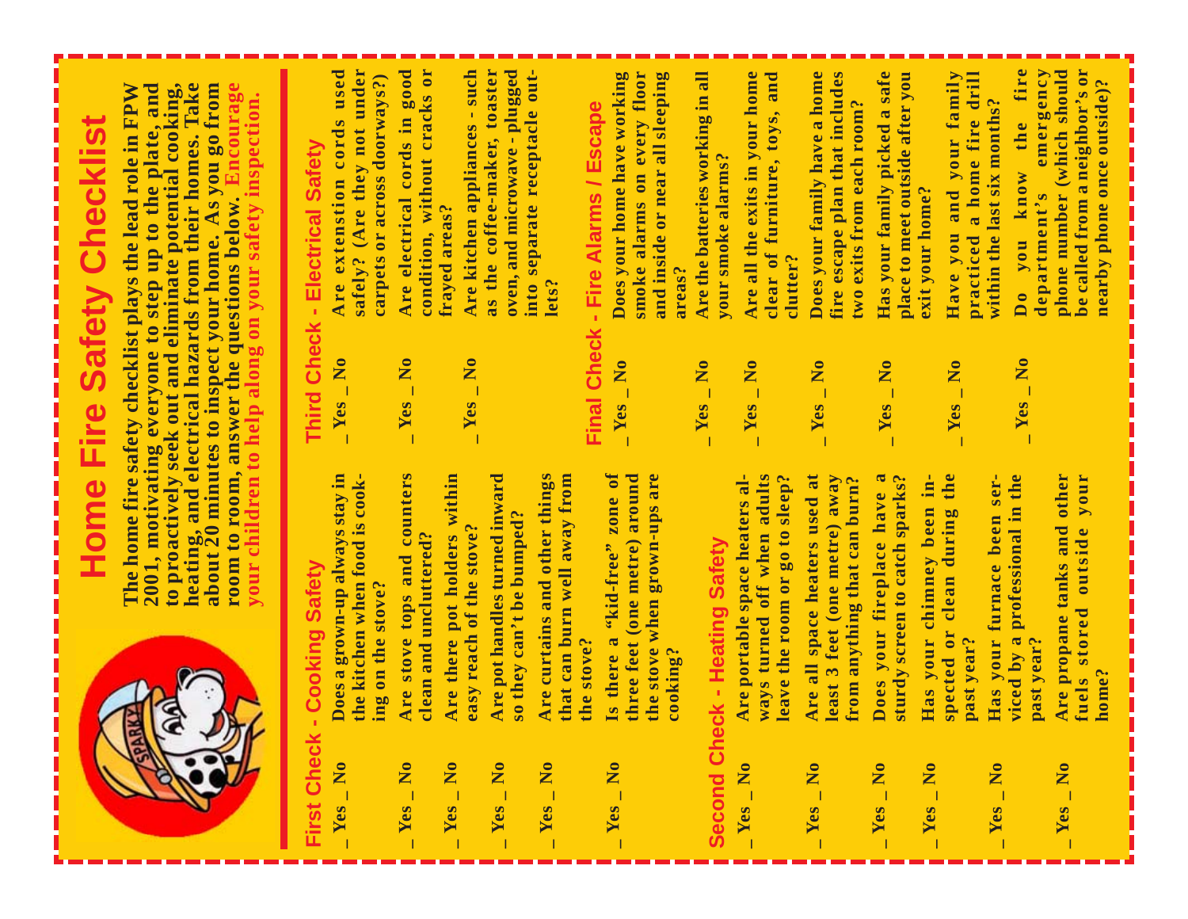# Home Fire Safety Checklist

**The home fire safety checklist plays the lead role in FPW 2001, motivating everyone to step up to the plate, and to proactively seek out and eliminate potential cooking, heating, and electrical hazards from their homes. Take about 20 minutes to inspect your home. As you go from room to room, answer the questions below. Encourage your children to help along on your safety inspection.**

## First Check - Cooking Safety

- _ Yes _ No  **Does a grown-up always stay in the kitchen when food is cooking on the stove?**
- _ Yes _ No  **Are stove tops and counters clean and uncluttered?**
- _ Yes _ No  **Are there pot holders within easy reach of the stove?**
- _ Yes _ No  **Are pot handles turned inward so they can't be bumped?**
- _ Yes _ No  **Are curtains and other things that can burn well away from the stove?**
- _ Yes _ No  **Is there a "kid-free" zone of three feet (one metre) around the stove when grown-ups are cooking?**

## Second Check - Heating Safety

- _ Yes _ No  **Are portable space heaters always turned off when adults leave the room or go to sleep?**
- _ Yes _ No  **Are all space heaters used at least 3 feet (one metre) away from anything that can burn?**
- _ Yes _ No  **Does your fireplace have a sturdy screen to catch sparks?**
- _ Yes _ No  **Has your chimney been inspected or clean during the past year?**
- _ Yes _ No  **Has your furnace been serviced by a professional in the past year?**
- _ Yes _ No  **Are propane tanks and other fuels stored outside your home?**

## Third Check - Electrical Safety

- _ Yes _ No  **Are extenstion cords used safely? (Are they not under carpets or across doorways?)**
- _ Yes _ No  **Are electrical cords in good condition, without cracks or frayed areas?**
- _ Yes _ No  **Are kitchen appliances - such as the coffee-maker, toaster oven, and microwave - plugged into separate receptacle outlets?**

## Final Check - Fire Alarms / Escape

- _ Yes _ No  **Does your home have working smoke alarms on every floor and inside or near all sleeping areas?**
- _ Yes _ No  **Are the batteries working in all your smoke alarms?**
- _ Yes _ No  **Are all the exits in your home clear of furniture, toys, and clutter?**
- _ Yes _ No  **Does your family have a home fire escape plan that includes two exits from each room?**
- _ Yes _ No  **Has your family picked a safe place to meet outside after you exit your home?**
- _ Yes _ No  **Have you and your family practiced a home fire drill within the last six months?**
- _ Yes _ No  **Do you know the fire department's emergency phone number (which should be called from a neighbor's or nearby phone once outside)?**